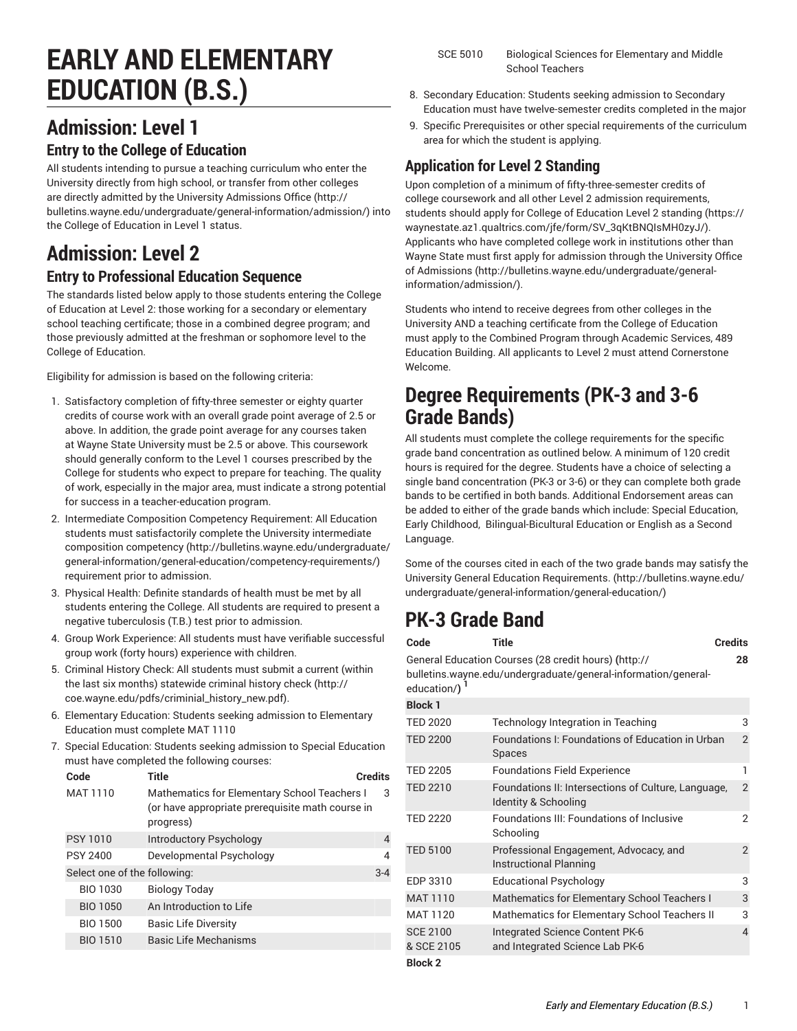# EARLY AND ELEMENTARY EDUCATION (B.S.)

## Admission: Level 1

### Entry to the College of Education

All students intending to pursue a teaching curriculum who enter the University directly from high school, or transfer from other colleges are directly admitted by the University Admissions Office (http://bulletins.wayne.edu/undergraduate/general-information/admission/) into the College of Education in Level 1 status.

## Admission: Level 2

### Entry to Professional Education Sequence

The standards listed below apply to those students entering the College of Education at Level 2: those working for a secondary or elementary school teaching certificate; those in a combined degree program; and those previously admitted at the freshman or sophomore level to the College of Education.

Eligibility for admission is based on the following criteria:

1. Satisfactory completion of fifty-three semester or eighty quarter credits of course work with an overall grade point average of 2.5 or above. In addition, the grade point average for any courses taken at Wayne State University must be 2.5 or above. This coursework should generally conform to the Level 1 courses prescribed by the College for students who expect to prepare for teaching. The quality of work, especially in the major area, must indicate a strong potential for success in a teacher-education program.
2. Intermediate Composition Competency Requirement: All Education students must satisfactorily complete the University intermediate composition competency (http://bulletins.wayne.edu/undergraduate/general-information/general-education/competency-requirements/) requirement prior to admission.
3. Physical Health: Definite standards of health must be met by all students entering the College. All students are required to present a negative tuberculosis (T.B.) test prior to admission.
4. Group Work Experience: All students must have verifiable successful group work (forty hours) experience with children.
5. Criminal History Check: All students must submit a current (within the last six months) statewide criminal history check (http://coe.wayne.edu/pdfs/criminial_history_new.pdf).
6. Elementary Education: Students seeking admission to Elementary Education must complete MAT 1110
7. Special Education: Students seeking admission to Special Education must have completed the following courses:

| Code | Title | Credits |
|---|---|---|
| MAT 1110 | Mathematics for Elementary School Teachers I (or have appropriate prerequisite math course in progress) | 3 |
| PSY 1010 | Introductory Psychology | 4 |
| PSY 2400 | Developmental Psychology | 4 |
| Select one of the following: | | 3-4 |
| BIO 1030 | Biology Today | |
| BIO 1050 | An Introduction to Life | |
| BIO 1500 | Basic Life Diversity | |
| BIO 1510 | Basic Life Mechanisms | |
| SCE 5010 | Biological Sciences for Elementary and Middle School Teachers | |

8. Secondary Education: Students seeking admission to Secondary Education must have twelve-semester credits completed in the major
9. Specific Prerequisites or other special requirements of the curriculum area for which the student is applying.

### Application for Level 2 Standing

Upon completion of a minimum of fifty-three-semester credits of college coursework and all other Level 2 admission requirements, students should apply for College of Education Level 2 standing (https://waynestate.az1.qualtrics.com/jfe/form/SV_3qKtBNQIsMH0zyJ/). Applicants who have completed college work in institutions other than Wayne State must first apply for admission through the University Office of Admissions (http://bulletins.wayne.edu/undergraduate/general-information/admission/).

Students who intend to receive degrees from other colleges in the University AND a teaching certificate from the College of Education must apply to the Combined Program through Academic Services, 489 Education Building. All applicants to Level 2 must attend Cornerstone Welcome.

## Degree Requirements (PK-3 and 3-6 Grade Bands)

All students must complete the college requirements for the specific grade band concentration as outlined below. A minimum of 120 credit hours is required for the degree. Students have a choice of selecting a single band concentration (PK-3 or 3-6) or they can complete both grade bands to be certified in both bands. Additional Endorsement areas can be added to either of the grade bands which include: Special Education, Early Childhood, Bilingual-Bicultural Education or English as a Second Language.

Some of the courses cited in each of the two grade bands may satisfy the University General Education Requirements. (http://bulletins.wayne.edu/undergraduate/general-information/general-education/)

## PK-3 Grade Band

| Code | Title | Credits |
|---|---|---|
| General Education Courses (28 credit hours) (http://bulletins.wayne.edu/undergraduate/general-information/general-education/) [1] | | 28 |
| **Block 1** | | |
| TED 2020 | Technology Integration in Teaching | 3 |
| TED 2200 | Foundations I: Foundations of Education in Urban Spaces | 2 |
| TED 2205 | Foundations Field Experience | 1 |
| TED 2210 | Foundations II: Intersections of Culture, Language, Identity & Schooling | 2 |
| TED 2220 | Foundations III: Foundations of Inclusive Schooling | 2 |
| TED 5100 | Professional Engagement, Advocacy, and Instructional Planning | 2 |
| EDP 3310 | Educational Psychology | 3 |
| MAT 1110 | Mathematics for Elementary School Teachers I | 3 |
| MAT 1120 | Mathematics for Elementary School Teachers II | 3 |
| SCE 2100 & SCE 2105 | Integrated Science Content PK-6 and Integrated Science Lab PK-6 | 4 |
| **Block 2** | | |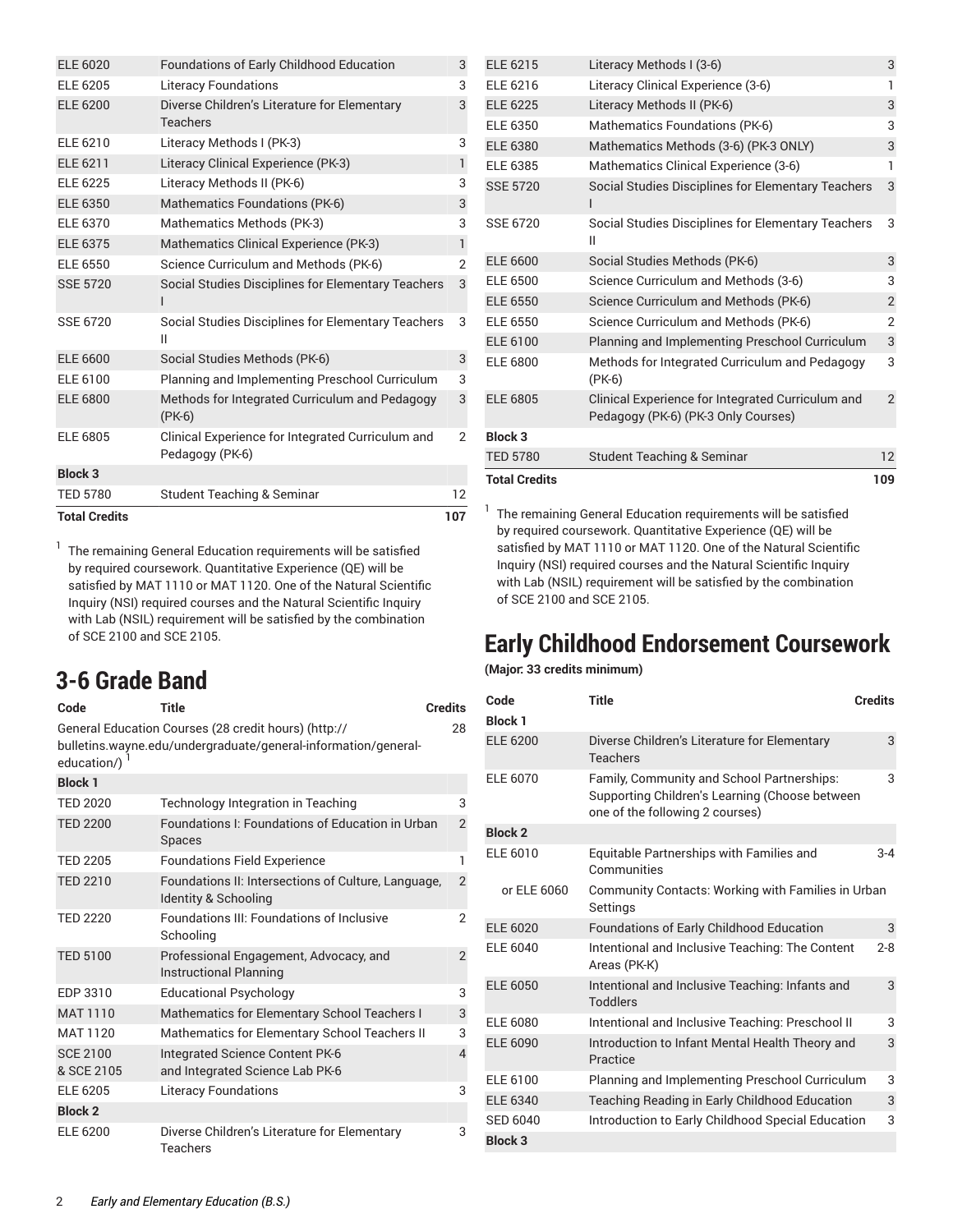| Code | Title | Credits |
| --- | --- | --- |
| ELE 6020 | Foundations of Early Childhood Education | 3 |
| ELE 6205 | Literacy Foundations | 3 |
| ELE 6200 | Diverse Children's Literature for Elementary Teachers | 3 |
| ELE 6210 | Literacy Methods I (PK-3) | 3 |
| ELE 6211 | Literacy Clinical Experience (PK-3) | 1 |
| ELE 6225 | Literacy Methods II (PK-6) | 3 |
| ELE 6350 | Mathematics Foundations (PK-6) | 3 |
| ELE 6370 | Mathematics Methods (PK-3) | 3 |
| ELE 6375 | Mathematics Clinical Experience (PK-3) | 1 |
| ELE 6550 | Science Curriculum and Methods (PK-6) | 2 |
| SSE 5720 | Social Studies Disciplines for Elementary Teachers I | 3 |
| SSE 6720 | Social Studies Disciplines for Elementary Teachers II | 3 |
| ELE 6600 | Social Studies Methods (PK-6) | 3 |
| ELE 6100 | Planning and Implementing Preschool Curriculum | 3 |
| ELE 6800 | Methods for Integrated Curriculum and Pedagogy (PK-6) | 3 |
| ELE 6805 | Clinical Experience for Integrated Curriculum and Pedagogy (PK-6) | 2 |
| **Block 3** | | |
| TED 5780 | Student Teaching & Seminar | 12 |
| **Total Credits** | | **107** |

[1] The remaining General Education requirements will be satisfied by required coursework. Quantitative Experience (QE) will be satisfied by MAT 1110 or MAT 1120. One of the Natural Scientific Inquiry (NSI) required courses and the Natural Scientific Inquiry with Lab (NSIL) requirement will be satisfied by the combination of SCE 2100 and SCE 2105.

## 3-6 Grade Band

| Code | Title | Credits |
| --- | --- | --- |
| General Education Courses (28 credit hours) (http://bulletins.wayne.edu/undergraduate/general-information/general-education/) [1] | | 28 |
| **Block 1** | | |
| TED 2020 | Technology Integration in Teaching | 3 |
| TED 2200 | Foundations I: Foundations of Education in Urban Spaces | 2 |
| TED 2205 | Foundations Field Experience | 1 |
| TED 2210 | Foundations II: Intersections of Culture, Language, Identity & Schooling | 2 |
| TED 2220 | Foundations III: Foundations of Inclusive Schooling | 2 |
| TED 5100 | Professional Engagement, Advocacy, and Instructional Planning | 2 |
| EDP 3310 | Educational Psychology | 3 |
| MAT 1110 | Mathematics for Elementary School Teachers I | 3 |
| MAT 1120 | Mathematics for Elementary School Teachers II | 3 |
| SCE 2100 & SCE 2105 | Integrated Science Content PK-6 and Integrated Science Lab PK-6 | 4 |
| ELE 6205 | Literacy Foundations | 3 |
| **Block 2** | | |
| ELE 6200 | Diverse Children's Literature for Elementary Teachers | 3 |
| ELE 6215 | Literacy Methods I (3-6) | 3 |
| ELE 6216 | Literacy Clinical Experience (3-6) | 1 |
| ELE 6225 | Literacy Methods II (PK-6) | 3 |
| ELE 6350 | Mathematics Foundations (PK-6) | 3 |
| ELE 6380 | Mathematics Methods (3-6) (PK-3 ONLY) | 3 |
| ELE 6385 | Mathematics Clinical Experience (3-6) | 1 |
| SSE 5720 | Social Studies Disciplines for Elementary Teachers I | 3 |
| SSE 6720 | Social Studies Disciplines for Elementary Teachers II | 3 |
| ELE 6600 | Social Studies Methods (PK-6) | 3 |
| ELE 6500 | Science Curriculum and Methods (3-6) | 3 |
| ELE 6550 | Science Curriculum and Methods (PK-6) | 2 |
| ELE 6550 | Science Curriculum and Methods (PK-6) | 2 |
| ELE 6100 | Planning and Implementing Preschool Curriculum | 3 |
| ELE 6800 | Methods for Integrated Curriculum and Pedagogy (PK-6) | 3 |
| ELE 6805 | Clinical Experience for Integrated Curriculum and Pedagogy (PK-6) (PK-3 Only Courses) | 2 |
| **Block 3** | | |
| TED 5780 | Student Teaching & Seminar | 12 |
| **Total Credits** | | **109** |

[1] The remaining General Education requirements will be satisfied by required coursework. Quantitative Experience (QE) will be satisfied by MAT 1110 or MAT 1120. One of the Natural Scientific Inquiry (NSI) required courses and the Natural Scientific Inquiry with Lab (NSIL) requirement will be satisfied by the combination of SCE 2100 and SCE 2105.

## Early Childhood Endorsement Coursework

**(Major: 33 credits minimum)**

| Code | Title | Credits |
| --- | --- | --- |
| **Block 1** | | |
| ELE 6200 | Diverse Children's Literature for Elementary Teachers | 3 |
| ELE 6070 | Family, Community and School Partnerships: Supporting Children's Learning (Choose between one of the following 2 courses) | 3 |
| **Block 2** | | |
| ELE 6010 | Equitable Partnerships with Families and Communities | 3-4 |
| or ELE 6060 | Community Contacts: Working with Families in Urban Settings | |
| ELE 6020 | Foundations of Early Childhood Education | 3 |
| ELE 6040 | Intentional and Inclusive Teaching: The Content Areas (PK-K) | 2-8 |
| ELE 6050 | Intentional and Inclusive Teaching: Infants and Toddlers | 3 |
| ELE 6080 | Intentional and Inclusive Teaching: Preschool II | 3 |
| ELE 6090 | Introduction to Infant Mental Health Theory and Practice | 3 |
| ELE 6100 | Planning and Implementing Preschool Curriculum | 3 |
| ELE 6340 | Teaching Reading in Early Childhood Education | 3 |
| SED 6040 | Introduction to Early Childhood Special Education | 3 |
| **Block 3** | | |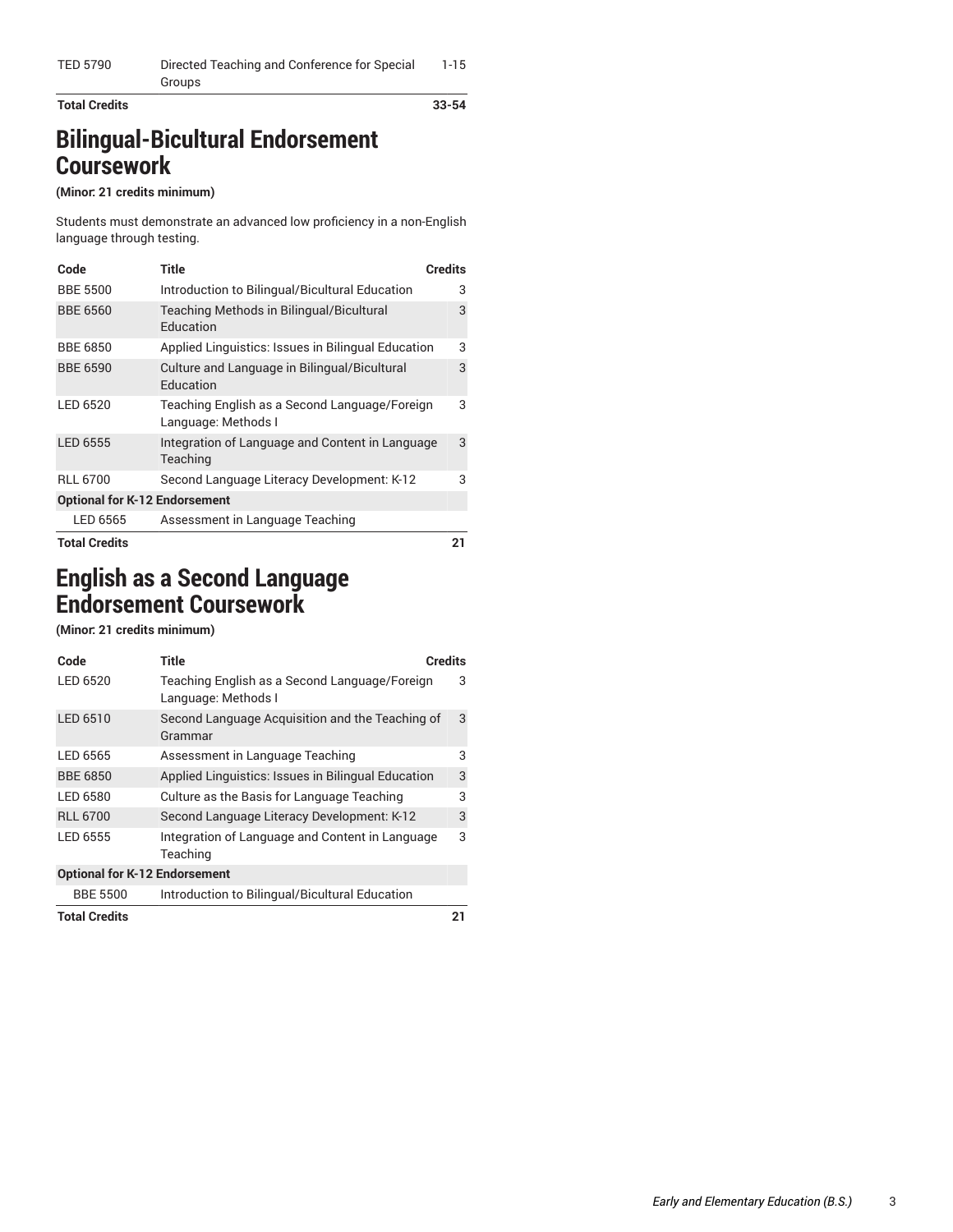| Code | Title | Credits |
| --- | --- | --- |
| TED 5790 | Directed Teaching and Conference for Special Groups | 1-15 |
| **Total Credits** | | **33-54** |

## Bilingual-Bicultural Endorsement Coursework

**(Minor: 21 credits minimum)**

Students must demonstrate an advanced low proficiency in a non-English language through testing.

| Code | Title | Credits |
| --- | --- | --- |
| BBE 5500 | Introduction to Bilingual/Bicultural Education | 3 |
| BBE 6560 | Teaching Methods in Bilingual/Bicultural Education | 3 |
| BBE 6850 | Applied Linguistics: Issues in Bilingual Education | 3 |
| BBE 6590 | Culture and Language in Bilingual/Bicultural Education | 3 |
| LED 6520 | Teaching English as a Second Language/Foreign Language: Methods I | 3 |
| LED 6555 | Integration of Language and Content in Language Teaching | 3 |
| RLL 6700 | Second Language Literacy Development: K-12 | 3 |
| **Optional for K-12 Endorsement** | | |
| LED 6565 | Assessment in Language Teaching | |
| **Total Credits** | | **21** |

## English as a Second Language Endorsement Coursework

**(Minor: 21 credits minimum)**

| Code | Title | Credits |
| --- | --- | --- |
| LED 6520 | Teaching English as a Second Language/Foreign Language: Methods I | 3 |
| LED 6510 | Second Language Acquisition and the Teaching of Grammar | 3 |
| LED 6565 | Assessment in Language Teaching | 3 |
| BBE 6850 | Applied Linguistics: Issues in Bilingual Education | 3 |
| LED 6580 | Culture as the Basis for Language Teaching | 3 |
| RLL 6700 | Second Language Literacy Development: K-12 | 3 |
| LED 6555 | Integration of Language and Content in Language Teaching | 3 |
| **Optional for K-12 Endorsement** | | |
| BBE 5500 | Introduction to Bilingual/Bicultural Education | |
| **Total Credits** | | **21** |